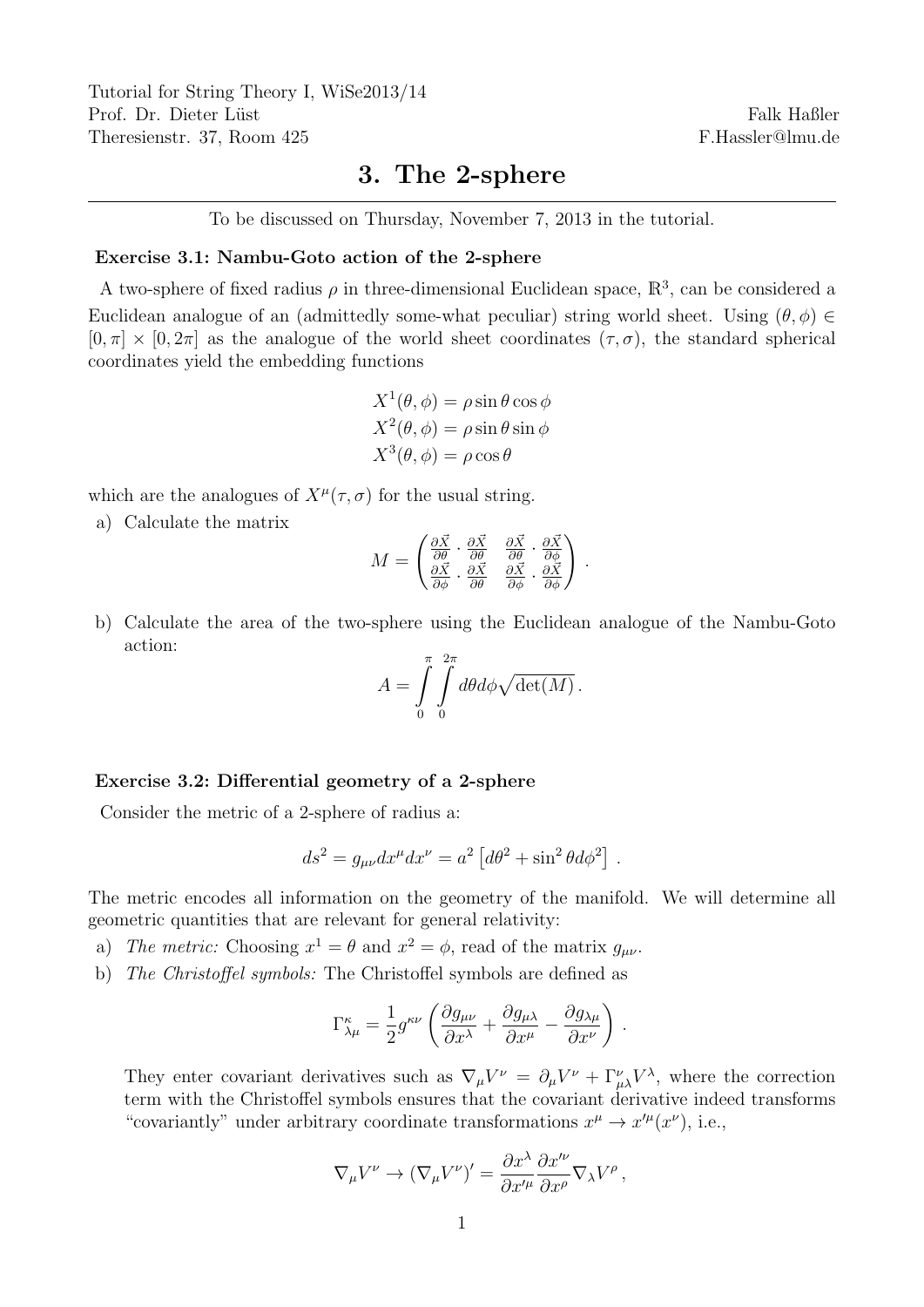Tutorial for String Theory I, WiSe2013/14
Prof. Dr. Dieter Lüst
Theresienstr. 37, Room 425

Falk Haßler
F.Hassler@lmu.de

# 3. The 2-sphere

To be discussed on Thursday, November 7, 2013 in the tutorial.

### Exercise 3.1: Nambu-Goto action of the 2-sphere

A two-sphere of fixed radius $\rho$ in three-dimensional Euclidean space, $\mathbb{R}^3$, can be considered a Euclidean analogue of an (admittedly some-what peculiar) string world sheet. Using $(\theta, \phi) \in [0, \pi] \times [0, 2\pi]$ as the analogue of the world sheet coordinates $(\tau, \sigma)$, the standard spherical coordinates yield the embedding functions

$$X^1(\theta, \phi) = \rho \sin\theta \cos\phi$$
$$X^2(\theta, \phi) = \rho \sin\theta \sin\phi$$
$$X^3(\theta, \phi) = \rho \cos\theta$$

which are the analogues of $X^\mu(\tau, \sigma)$ for the usual string.

a) Calculate the matrix

$$M = \begin{pmatrix} \frac{\partial \vec{X}}{\partial \theta} \cdot \frac{\partial \vec{X}}{\partial \theta} & \frac{\partial \vec{X}}{\partial \theta} \cdot \frac{\partial \vec{X}}{\partial \phi} \\ \frac{\partial \vec{X}}{\partial \phi} \cdot \frac{\partial \vec{X}}{\partial \theta} & \frac{\partial \vec{X}}{\partial \phi} \cdot \frac{\partial \vec{X}}{\partial \phi} \end{pmatrix} .$$

b) Calculate the area of the two-sphere using the Euclidean analogue of the Nambu-Goto action:

$$A = \int_0^\pi \int_0^{2\pi} d\theta d\phi \sqrt{\det(M)} .$$

### Exercise 3.2: Differential geometry of a 2-sphere

Consider the metric of a 2-sphere of radius a:

$$ds^2 = g_{\mu\nu} dx^\mu dx^\nu = a^2 \left[ d\theta^2 + \sin^2\theta d\phi^2 \right] .$$

The metric encodes all information on the geometry of the manifold. We will determine all geometric quantities that are relevant for general relativity:

a) *The metric:* Choosing $x^1 = \theta$ and $x^2 = \phi$, read of the matrix $g_{\mu\nu}$.

b) *The Christoffel symbols:* The Christoffel symbols are defined as

$$\Gamma^\kappa_{\lambda\mu} = \frac{1}{2} g^{\kappa\nu} \left( \frac{\partial g_{\mu\nu}}{\partial x^\lambda} + \frac{\partial g_{\mu\lambda}}{\partial x^\mu} - \frac{\partial g_{\lambda\mu}}{\partial x^\nu} \right) .$$

They enter covariant derivatives such as $\nabla_\mu V^\nu = \partial_\mu V^\nu + \Gamma^\nu_{\mu\lambda} V^\lambda$, where the correction term with the Christoffel symbols ensures that the covariant derivative indeed transforms "covariantly" under arbitrary coordinate transformations $x^\mu \to x'^\mu(x^\nu)$, i.e.,

$$\nabla_\mu V^\nu \to (\nabla_\mu V^\nu)' = \frac{\partial x^\lambda}{\partial x'^\mu} \frac{\partial x'^\nu}{\partial x^\rho} \nabla_\lambda V^\rho ,$$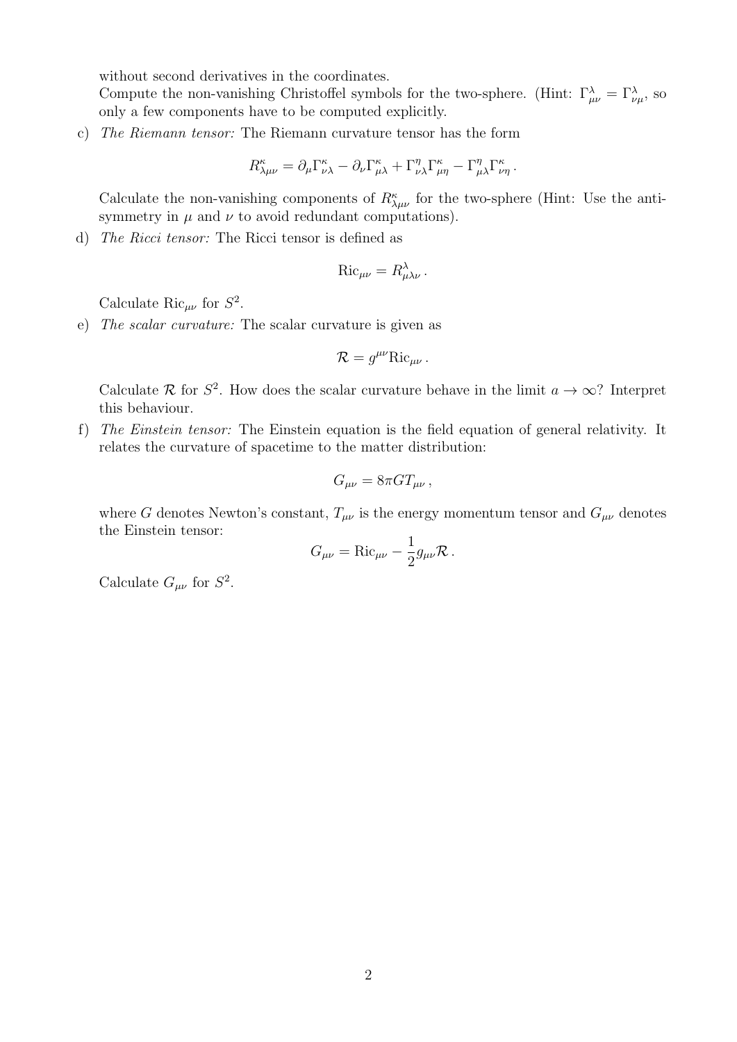without second derivatives in the coordinates.
Compute the non-vanishing Christoffel symbols for the two-sphere. (Hint: $\Gamma^\lambda_{\mu\nu} = \Gamma^\lambda_{\nu\mu}$, so only a few components have to be computed explicitly.

c) *The Riemann tensor:* The Riemann curvature tensor has the form

$$R^\kappa_{\lambda\mu\nu} = \partial_\mu \Gamma^\kappa_{\nu\lambda} - \partial_\nu \Gamma^\kappa_{\mu\lambda} + \Gamma^\eta_{\nu\lambda}\Gamma^\kappa_{\mu\eta} - \Gamma^\eta_{\mu\lambda}\Gamma^\kappa_{\nu\eta}\,.$$

Calculate the non-vanishing components of $R^\kappa_{\lambda\mu\nu}$ for the two-sphere (Hint: Use the anti-symmetry in $\mu$ and $\nu$ to avoid redundant computations).

d) *The Ricci tensor:* The Ricci tensor is defined as

$$\mathrm{Ric}_{\mu\nu} = R^\lambda_{\mu\lambda\nu}\,.$$

Calculate $\mathrm{Ric}_{\mu\nu}$ for $S^2$.

e) *The scalar curvature:* The scalar curvature is given as

$$\mathcal{R} = g^{\mu\nu}\mathrm{Ric}_{\mu\nu}\,.$$

Calculate $\mathcal{R}$ for $S^2$. How does the scalar curvature behave in the limit $a \to \infty$? Interpret this behaviour.

f) *The Einstein tensor:* The Einstein equation is the field equation of general relativity. It relates the curvature of spacetime to the matter distribution:

$$G_{\mu\nu} = 8\pi G T_{\mu\nu}\,,$$

where $G$ denotes Newton's constant, $T_{\mu\nu}$ is the energy momentum tensor and $G_{\mu\nu}$ denotes the Einstein tensor:

$$G_{\mu\nu} = \mathrm{Ric}_{\mu\nu} - \frac{1}{2} g_{\mu\nu}\mathcal{R}\,.$$

Calculate $G_{\mu\nu}$ for $S^2$.